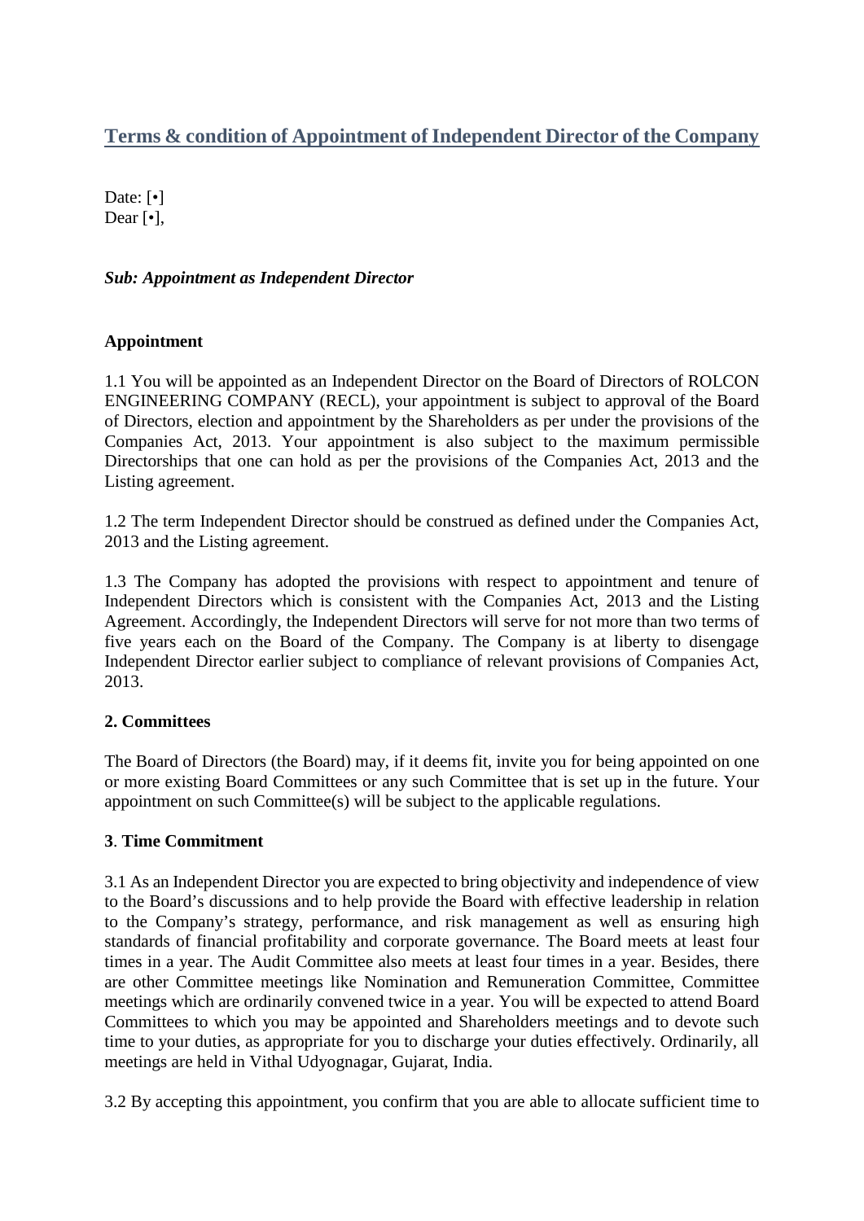# Terms & condition of Appointment of Independent Director of the Company

Date: [•]
Dear [•],

***Sub: Appointment as Independent Director***

**Appointment**

1.1 You will be appointed as an Independent Director on the Board of Directors of ROLCON ENGINEERING COMPANY (RECL), your appointment is subject to approval of the Board of Directors, election and appointment by the Shareholders as per under the provisions of the Companies Act, 2013. Your appointment is also subject to the maximum permissible Directorships that one can hold as per the provisions of the Companies Act, 2013 and the Listing agreement.

1.2 The term Independent Director should be construed as defined under the Companies Act, 2013 and the Listing agreement.

1.3 The Company has adopted the provisions with respect to appointment and tenure of Independent Directors which is consistent with the Companies Act, 2013 and the Listing Agreement. Accordingly, the Independent Directors will serve for not more than two terms of five years each on the Board of the Company. The Company is at liberty to disengage Independent Director earlier subject to compliance of relevant provisions of Companies Act, 2013.

**2. Committees**

The Board of Directors (the Board) may, if it deems fit, invite you for being appointed on one or more existing Board Committees or any such Committee that is set up in the future. Your appointment on such Committee(s) will be subject to the applicable regulations.

**3. Time Commitment**

3.1 As an Independent Director you are expected to bring objectivity and independence of view to the Board's discussions and to help provide the Board with effective leadership in relation to the Company's strategy, performance, and risk management as well as ensuring high standards of financial profitability and corporate governance. The Board meets at least four times in a year. The Audit Committee also meets at least four times in a year. Besides, there are other Committee meetings like Nomination and Remuneration Committee, Committee meetings which are ordinarily convened twice in a year. You will be expected to attend Board Committees to which you may be appointed and Shareholders meetings and to devote such time to your duties, as appropriate for you to discharge your duties effectively. Ordinarily, all meetings are held in Vithal Udyognagar, Gujarat, India.

3.2 By accepting this appointment, you confirm that you are able to allocate sufficient time to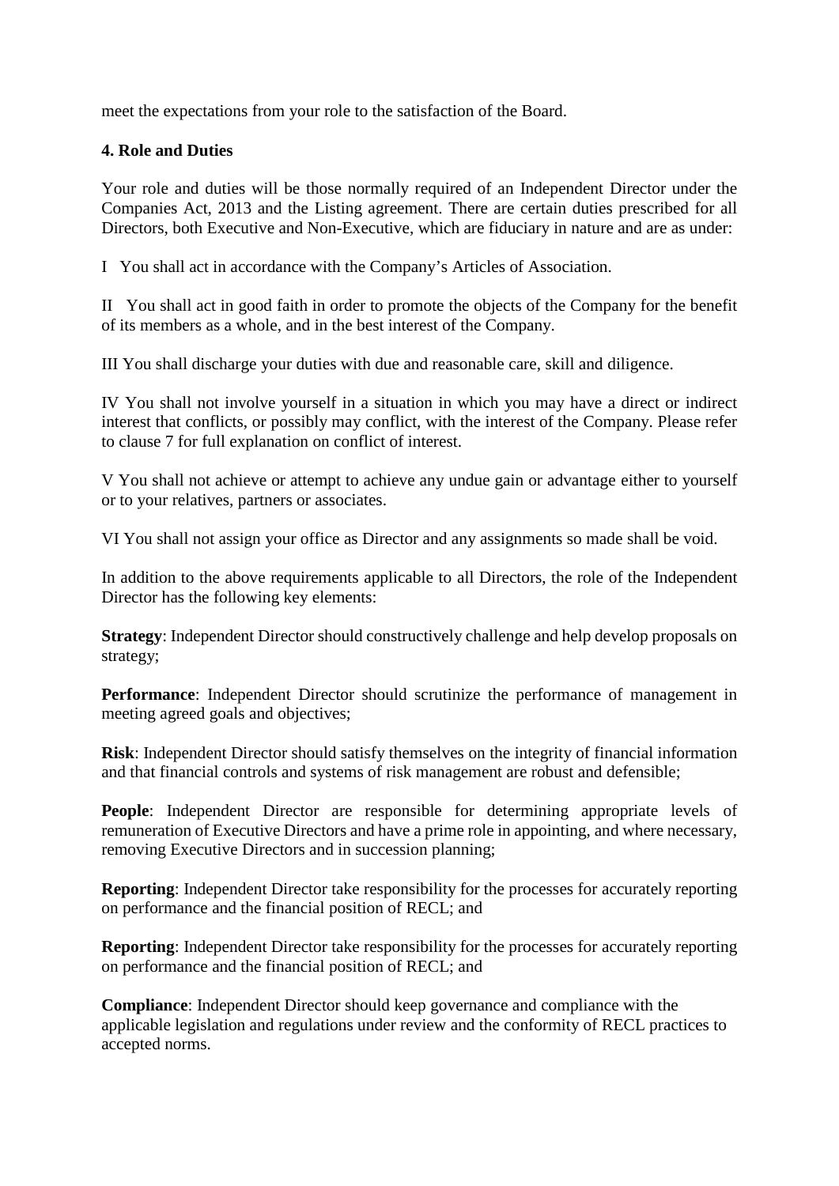meet the expectations from your role to the satisfaction of the Board.

**4. Role and Duties**

Your role and duties will be those normally required of an Independent Director under the Companies Act, 2013 and the Listing agreement. There are certain duties prescribed for all Directors, both Executive and Non-Executive, which are fiduciary in nature and are as under:

I You shall act in accordance with the Company's Articles of Association.

II You shall act in good faith in order to promote the objects of the Company for the benefit of its members as a whole, and in the best interest of the Company.

III You shall discharge your duties with due and reasonable care, skill and diligence.

IV You shall not involve yourself in a situation in which you may have a direct or indirect interest that conflicts, or possibly may conflict, with the interest of the Company. Please refer to clause 7 for full explanation on conflict of interest.

V You shall not achieve or attempt to achieve any undue gain or advantage either to yourself or to your relatives, partners or associates.

VI You shall not assign your office as Director and any assignments so made shall be void.

In addition to the above requirements applicable to all Directors, the role of the Independent Director has the following key elements:

**Strategy**: Independent Director should constructively challenge and help develop proposals on strategy;

**Performance**: Independent Director should scrutinize the performance of management in meeting agreed goals and objectives;

**Risk**: Independent Director should satisfy themselves on the integrity of financial information and that financial controls and systems of risk management are robust and defensible;

**People**: Independent Director are responsible for determining appropriate levels of remuneration of Executive Directors and have a prime role in appointing, and where necessary, removing Executive Directors and in succession planning;

**Reporting**: Independent Director take responsibility for the processes for accurately reporting on performance and the financial position of RECL; and

**Reporting**: Independent Director take responsibility for the processes for accurately reporting on performance and the financial position of RECL; and

**Compliance**: Independent Director should keep governance and compliance with the applicable legislation and regulations under review and the conformity of RECL practices to accepted norms.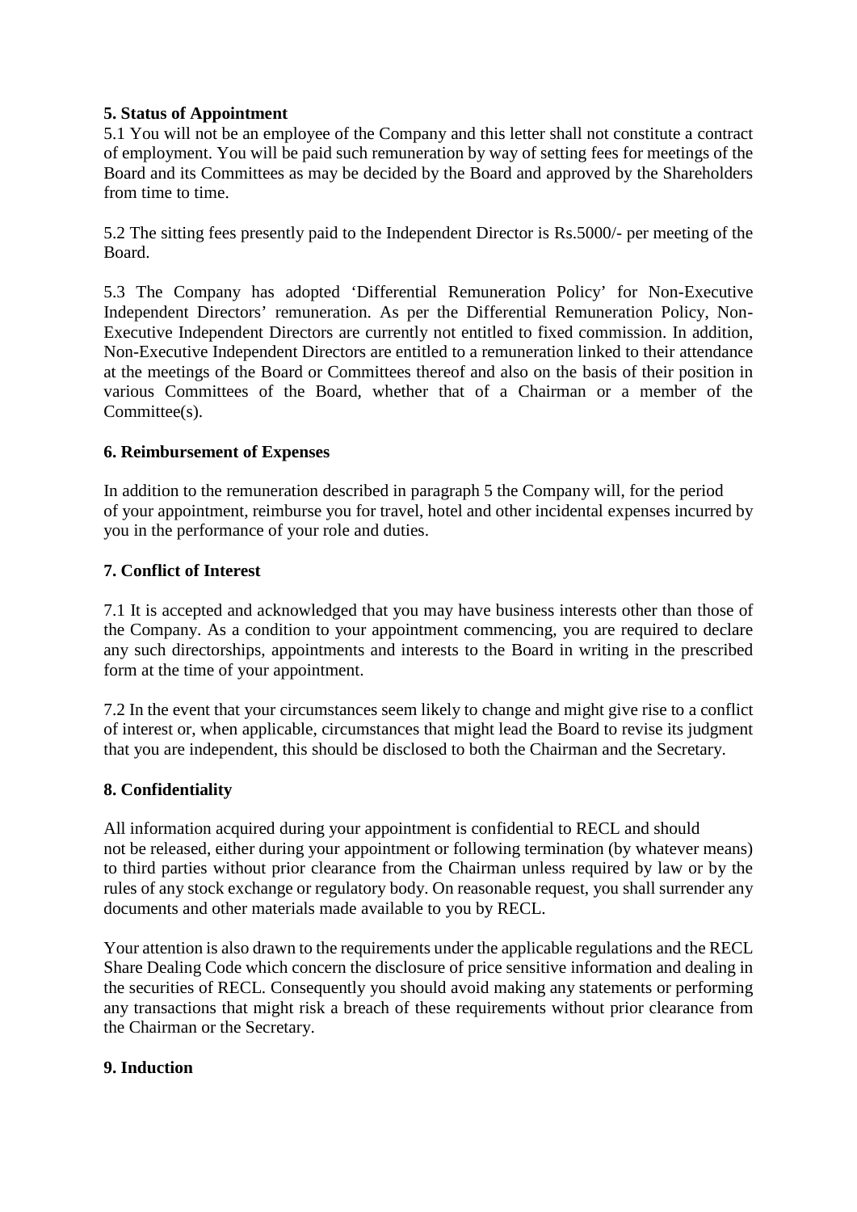**5. Status of Appointment**

5.1 You will not be an employee of the Company and this letter shall not constitute a contract of employment. You will be paid such remuneration by way of setting fees for meetings of the Board and its Committees as may be decided by the Board and approved by the Shareholders from time to time.

5.2 The sitting fees presently paid to the Independent Director is Rs.5000/- per meeting of the Board.

5.3 The Company has adopted 'Differential Remuneration Policy' for Non-Executive Independent Directors' remuneration. As per the Differential Remuneration Policy, Non-Executive Independent Directors are currently not entitled to fixed commission. In addition, Non-Executive Independent Directors are entitled to a remuneration linked to their attendance at the meetings of the Board or Committees thereof and also on the basis of their position in various Committees of the Board, whether that of a Chairman or a member of the Committee(s).

**6. Reimbursement of Expenses**

In addition to the remuneration described in paragraph 5 the Company will, for the period of your appointment, reimburse you for travel, hotel and other incidental expenses incurred by you in the performance of your role and duties.

**7. Conflict of Interest**

7.1 It is accepted and acknowledged that you may have business interests other than those of the Company. As a condition to your appointment commencing, you are required to declare any such directorships, appointments and interests to the Board in writing in the prescribed form at the time of your appointment.

7.2 In the event that your circumstances seem likely to change and might give rise to a conflict of interest or, when applicable, circumstances that might lead the Board to revise its judgment that you are independent, this should be disclosed to both the Chairman and the Secretary.

**8. Confidentiality**

All information acquired during your appointment is confidential to RECL and should not be released, either during your appointment or following termination (by whatever means) to third parties without prior clearance from the Chairman unless required by law or by the rules of any stock exchange or regulatory body. On reasonable request, you shall surrender any documents and other materials made available to you by RECL.

Your attention is also drawn to the requirements under the applicable regulations and the RECL Share Dealing Code which concern the disclosure of price sensitive information and dealing in the securities of RECL. Consequently you should avoid making any statements or performing any transactions that might risk a breach of these requirements without prior clearance from the Chairman or the Secretary.

**9. Induction**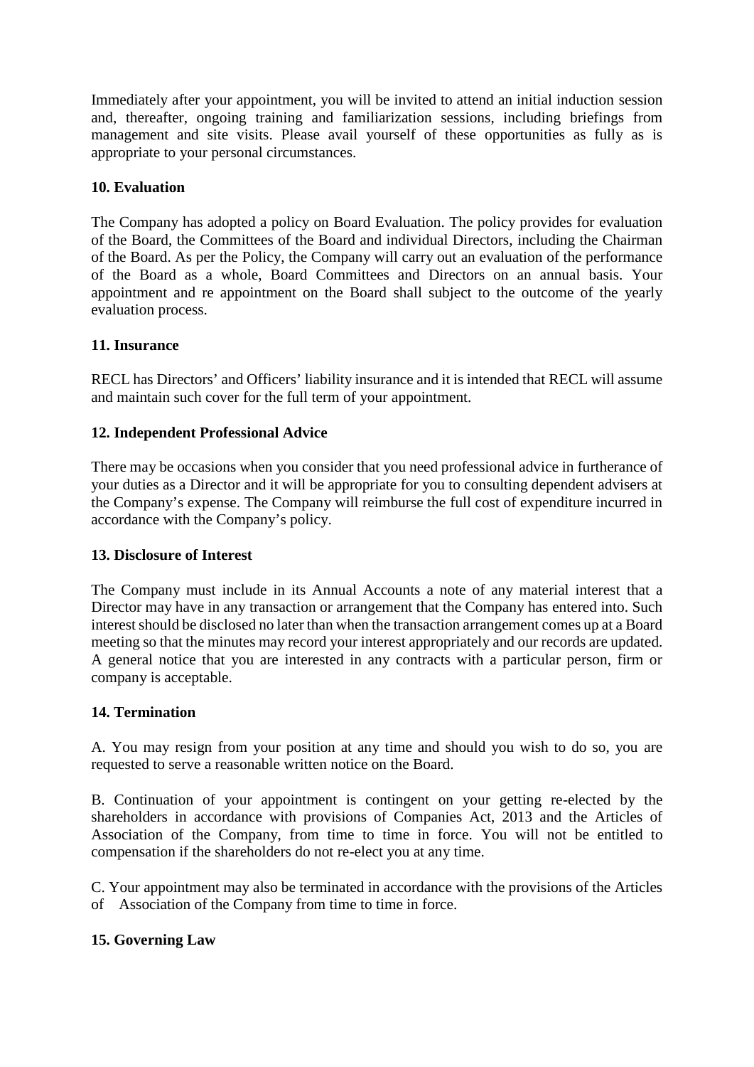Immediately after your appointment, you will be invited to attend an initial induction session and, thereafter, ongoing training and familiarization sessions, including briefings from management and site visits. Please avail yourself of these opportunities as fully as is appropriate to your personal circumstances.

**10. Evaluation**

The Company has adopted a policy on Board Evaluation. The policy provides for evaluation of the Board, the Committees of the Board and individual Directors, including the Chairman of the Board. As per the Policy, the Company will carry out an evaluation of the performance of the Board as a whole, Board Committees and Directors on an annual basis. Your appointment and re appointment on the Board shall subject to the outcome of the yearly evaluation process.

**11. Insurance**

RECL has Directors' and Officers' liability insurance and it is intended that RECL will assume and maintain such cover for the full term of your appointment.

**12. Independent Professional Advice**

There may be occasions when you consider that you need professional advice in furtherance of your duties as a Director and it will be appropriate for you to consulting dependent advisers at the Company's expense. The Company will reimburse the full cost of expenditure incurred in accordance with the Company's policy.

**13. Disclosure of Interest**

The Company must include in its Annual Accounts a note of any material interest that a Director may have in any transaction or arrangement that the Company has entered into. Such interest should be disclosed no later than when the transaction arrangement comes up at a Board meeting so that the minutes may record your interest appropriately and our records are updated. A general notice that you are interested in any contracts with a particular person, firm or company is acceptable.

**14. Termination**

A. You may resign from your position at any time and should you wish to do so, you are requested to serve a reasonable written notice on the Board.

B. Continuation of your appointment is contingent on your getting re-elected by the shareholders in accordance with provisions of Companies Act, 2013 and the Articles of Association of the Company, from time to time in force. You will not be entitled to compensation if the shareholders do not re-elect you at any time.

C. Your appointment may also be terminated in accordance with the provisions of the Articles of Association of the Company from time to time in force.

**15. Governing Law**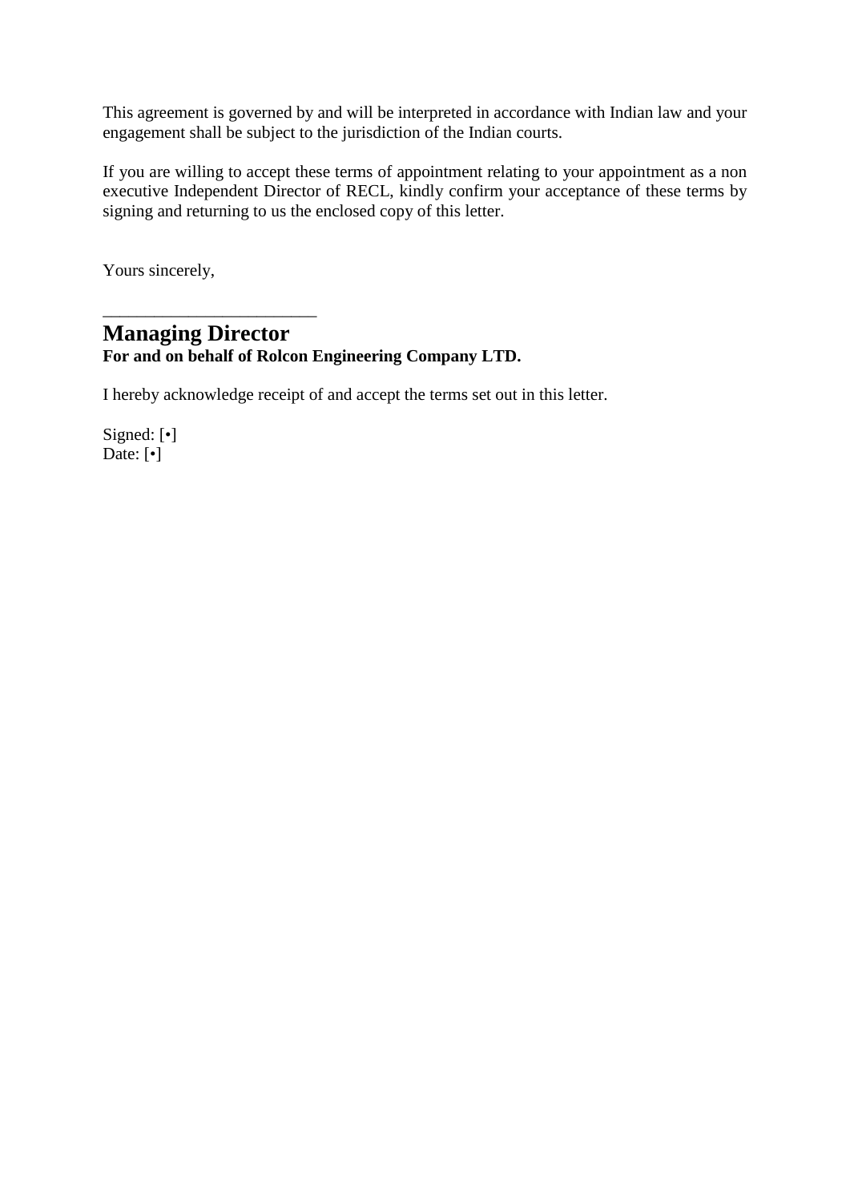This agreement is governed by and will be interpreted in accordance with Indian law and your engagement shall be subject to the jurisdiction of the Indian courts.

If you are willing to accept these terms of appointment relating to your appointment as a non executive Independent Director of RECL, kindly confirm your acceptance of these terms by signing and returning to us the enclosed copy of this letter.

Yours sincerely,

_______________________

## Managing Director

**For and on behalf of Rolcon Engineering Company LTD.**

I hereby acknowledge receipt of and accept the terms set out in this letter.

Signed: [•]
Date: [•]